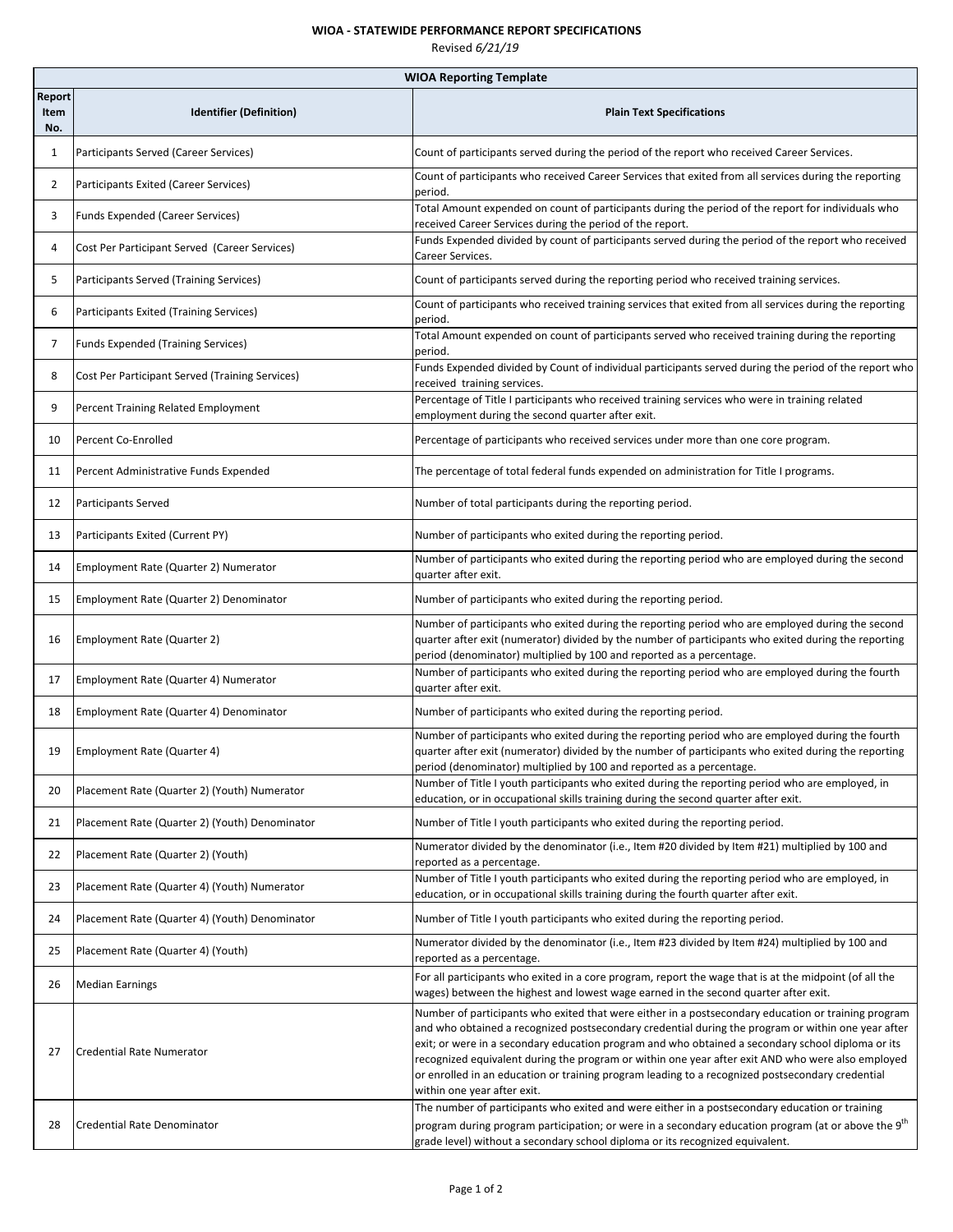# WIOA - STATEWIDE PERFORMANCE REPORT SPECIFICATIONS

Revised *6/21/19*

| WIOA Reporting Template | | |
|---|---|---|
| **Report Item No.** | **Identifier (Definition)** | **Plain Text Specifications** |
| 1 | Participants Served (Career Services) | Count of participants served during the period of the report who received Career Services. |
| 2 | Participants Exited (Career Services) | Count of participants who received Career Services that exited from all services during the reporting period. |
| 3 | Funds Expended (Career Services) | Total Amount expended on count of participants during the period of the report for individuals who received Career Services during the period of the report. |
| 4 | Cost Per Participant Served (Career Services) | Funds Expended divided by count of participants served during the period of the report who received Career Services. |
| 5 | Participants Served (Training Services) | Count of participants served during the reporting period who received training services. |
| 6 | Participants Exited (Training Services) | Count of participants who received training services that exited from all services during the reporting period. |
| 7 | Funds Expended (Training Services) | Total Amount expended on count of participants served who received training during the reporting period. |
| 8 | Cost Per Participant Served (Training Services) | Funds Expended divided by Count of individual participants served during the period of the report who received training services. |
| 9 | Percent Training Related Employment | Percentage of Title I participants who received training services who were in training related employment during the second quarter after exit. |
| 10 | Percent Co-Enrolled | Percentage of participants who received services under more than one core program. |
| 11 | Percent Administrative Funds Expended | The percentage of total federal funds expended on administration for Title I programs. |
| 12 | Participants Served | Number of total participants during the reporting period. |
| 13 | Participants Exited (Current PY) | Number of participants who exited during the reporting period. |
| 14 | Employment Rate (Quarter 2) Numerator | Number of participants who exited during the reporting period who are employed during the second quarter after exit. |
| 15 | Employment Rate (Quarter 2) Denominator | Number of participants who exited during the reporting period. |
| 16 | Employment Rate (Quarter 2) | Number of participants who exited during the reporting period who are employed during the second quarter after exit (numerator) divided by the number of participants who exited during the reporting period (denominator) multiplied by 100 and reported as a percentage. |
| 17 | Employment Rate (Quarter 4) Numerator | Number of participants who exited during the reporting period who are employed during the fourth quarter after exit. |
| 18 | Employment Rate (Quarter 4) Denominator | Number of participants who exited during the reporting period. |
| 19 | Employment Rate (Quarter 4) | Number of participants who exited during the reporting period who are employed during the fourth quarter after exit (numerator) divided by the number of participants who exited during the reporting period (denominator) multiplied by 100 and reported as a percentage. |
| 20 | Placement Rate (Quarter 2) (Youth) Numerator | Number of Title I youth participants who exited during the reporting period who are employed, in education, or in occupational skills training during the second quarter after exit. |
| 21 | Placement Rate (Quarter 2) (Youth) Denominator | Number of Title I youth participants who exited during the reporting period. |
| 22 | Placement Rate (Quarter 2) (Youth) | Numerator divided by the denominator (i.e., Item #20 divided by Item #21) multiplied by 100 and reported as a percentage. |
| 23 | Placement Rate (Quarter 4) (Youth) Numerator | Number of Title I youth participants who exited during the reporting period who are employed, in education, or in occupational skills training during the fourth quarter after exit. |
| 24 | Placement Rate (Quarter 4) (Youth) Denominator | Number of Title I youth participants who exited during the reporting period. |
| 25 | Placement Rate (Quarter 4) (Youth) | Numerator divided by the denominator (i.e., Item #23 divided by Item #24) multiplied by 100 and reported as a percentage. |
| 26 | Median Earnings | For all participants who exited in a core program, report the wage that is at the midpoint (of all the wages) between the highest and lowest wage earned in the second quarter after exit. |
| 27 | Credential Rate Numerator | Number of participants who exited that were either in a postsecondary education or training program and who obtained a recognized postsecondary credential during the program or within one year after exit; or were in a secondary education program and who obtained a secondary school diploma or its recognized equivalent during the program or within one year after exit AND who were also employed or enrolled in an education or training program leading to a recognized postsecondary credential within one year after exit. |
| 28 | Credential Rate Denominator | The number of participants who exited and were either in a postsecondary education or training program during program participation; or were in a secondary education program (at or above the 9$^{th}$ grade level) without a secondary school diploma or its recognized equivalent. |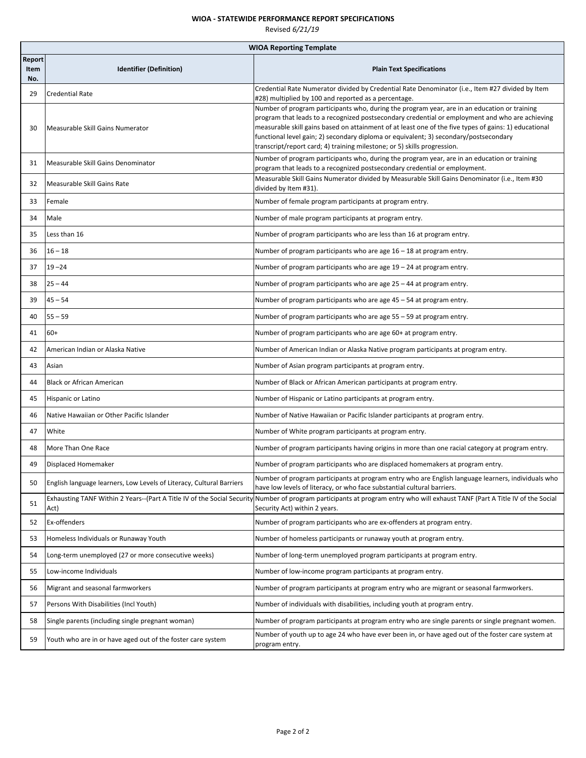**WIOA - STATEWIDE PERFORMANCE REPORT SPECIFICATIONS**

Revised *6/21/19*

**WIOA Reporting Template**

| Report Item No. | Identifier (Definition) | Plain Text Specifications |
|---|---|---|
| 29 | Credential Rate | Credential Rate Numerator divided by Credential Rate Denominator (i.e., Item #27 divided by Item #28) multiplied by 100 and reported as a percentage. |
| 30 | Measurable Skill Gains Numerator | Number of program participants who, during the program year, are in an education or training program that leads to a recognized postsecondary credential or employment and who are achieving measurable skill gains based on attainment of at least one of the five types of gains: 1) educational functional level gain; 2) secondary diploma or equivalent; 3) secondary/postsecondary transcript/report card; 4) training milestone; or 5) skills progression. |
| 31 | Measurable Skill Gains Denominator | Number of program participants who, during the program year, are in an education or training program that leads to a recognized postsecondary credential or employment. |
| 32 | Measurable Skill Gains Rate | Measurable Skill Gains Numerator divided by Measurable Skill Gains Denominator (i.e., Item #30 divided by Item #31). |
| 33 | Female | Number of female program participants at program entry. |
| 34 | Male | Number of male program participants at program entry. |
| 35 | Less than 16 | Number of program participants who are less than 16 at program entry. |
| 36 | 16 – 18 | Number of program participants who are age 16 – 18 at program entry. |
| 37 | 19 –24 | Number of program participants who are age 19 – 24 at program entry. |
| 38 | 25 – 44 | Number of program participants who are age 25 – 44 at program entry. |
| 39 | 45 – 54 | Number of program participants who are age 45 – 54 at program entry. |
| 40 | 55 – 59 | Number of program participants who are age 55 – 59 at program entry. |
| 41 | 60+ | Number of program participants who are age 60+ at program entry. |
| 42 | American Indian or Alaska Native | Number of American Indian or Alaska Native program participants at program entry. |
| 43 | Asian | Number of Asian program participants at program entry. |
| 44 | Black or African American | Number of Black or African American participants at program entry. |
| 45 | Hispanic or Latino | Number of Hispanic or Latino participants at program entry. |
| 46 | Native Hawaiian or Other Pacific Islander | Number of Native Hawaiian or Pacific Islander participants at program entry. |
| 47 | White | Number of White program participants at program entry. |
| 48 | More Than One Race | Number of program participants having origins in more than one racial category at program entry. |
| 49 | Displaced Homemaker | Number of program participants who are displaced homemakers at program entry. |
| 50 | English language learners, Low Levels of Literacy, Cultural Barriers | Number of program participants at program entry who are English language learners, individuals who have low levels of literacy, or who face substantial cultural barriers. |
| 51 | Exhausting TANF Within 2 Years--(Part A Title IV of the Social Security Act) | Number of program participants at program entry who will exhaust TANF (Part A Title IV of the Social Security Act) within 2 years. |
| 52 | Ex-offenders | Number of program participants who are ex-offenders at program entry. |
| 53 | Homeless Individuals or Runaway Youth | Number of homeless participants or runaway youth at program entry. |
| 54 | Long-term unemployed (27 or more consecutive weeks) | Number of long-term unemployed program participants at program entry. |
| 55 | Low-income Individuals | Number of low-income program participants at program entry. |
| 56 | Migrant and seasonal farmworkers | Number of program participants at program entry who are migrant or seasonal farmworkers. |
| 57 | Persons With Disabilities (Incl Youth) | Number of individuals with disabilities, including youth at program entry. |
| 58 | Single parents (including single pregnant woman) | Number of program participants at program entry who are single parents or single pregnant women. |
| 59 | Youth who are in or have aged out of the foster care system | Number of youth up to age 24 who have ever been in, or have aged out of the foster care system at program entry. |